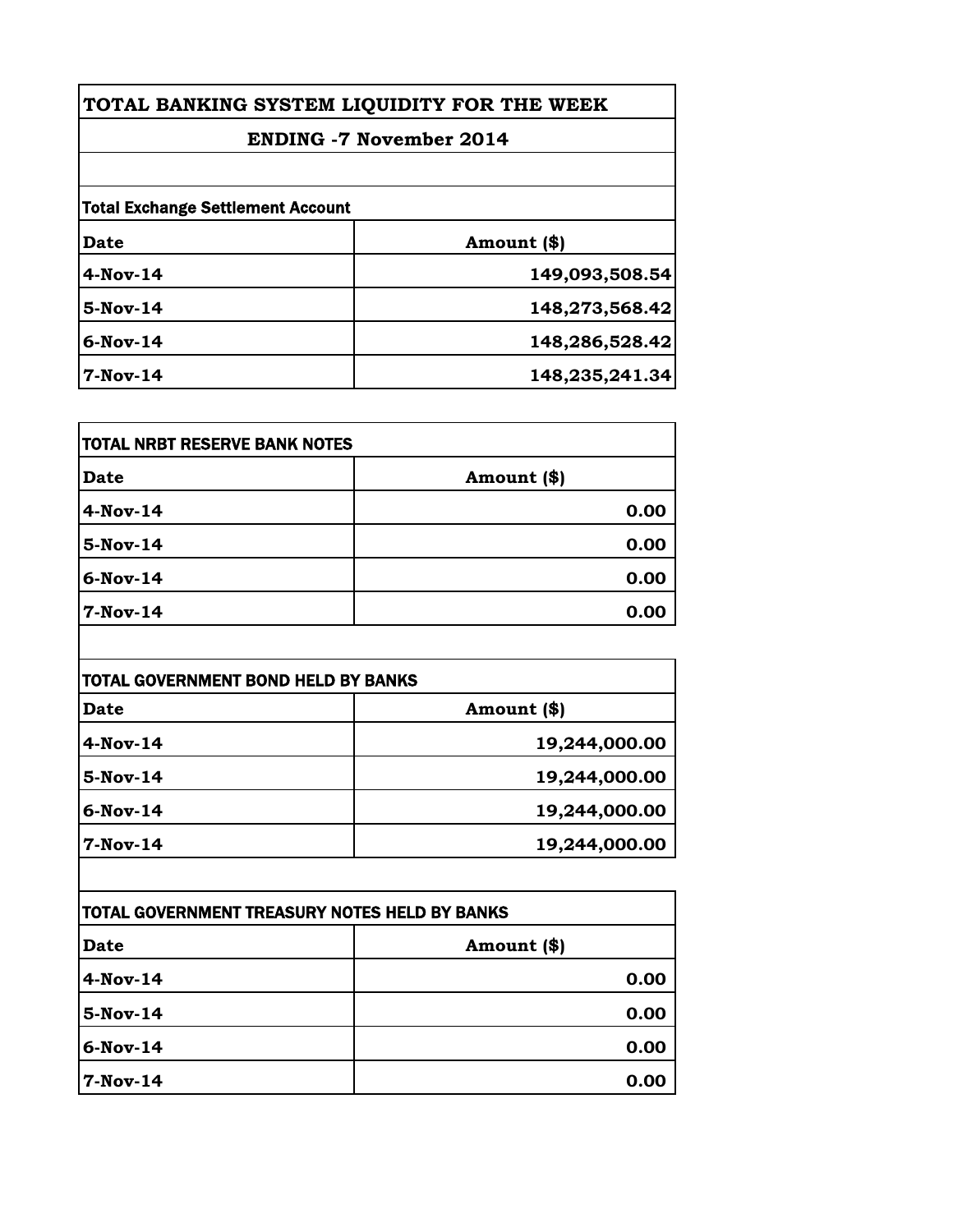# TOTAL BANKING SYSTEM LIQUIDITY FOR THE WEEK

## ENDING -7 November 2014

**Total Exchange Settlement Account**

| Date | Amount ($) |
| --- | --- |
| 4-Nov-14 | 149,093,508.54 |
| 5-Nov-14 | 148,273,568.42 |
| 6-Nov-14 | 148,286,528.42 |
| 7-Nov-14 | 148,235,241.34 |

**TOTAL NRBT RESERVE BANK NOTES**

| Date | Amount ($) |
| --- | --- |
| 4-Nov-14 | 0.00 |
| 5-Nov-14 | 0.00 |
| 6-Nov-14 | 0.00 |
| 7-Nov-14 | 0.00 |

**TOTAL GOVERNMENT BOND HELD BY BANKS**

| Date | Amount ($) |
| --- | --- |
| 4-Nov-14 | 19,244,000.00 |
| 5-Nov-14 | 19,244,000.00 |
| 6-Nov-14 | 19,244,000.00 |
| 7-Nov-14 | 19,244,000.00 |

**TOTAL GOVERNMENT TREASURY NOTES HELD BY BANKS**

| Date | Amount ($) |
| --- | --- |
| 4-Nov-14 | 0.00 |
| 5-Nov-14 | 0.00 |
| 6-Nov-14 | 0.00 |
| 7-Nov-14 | 0.00 |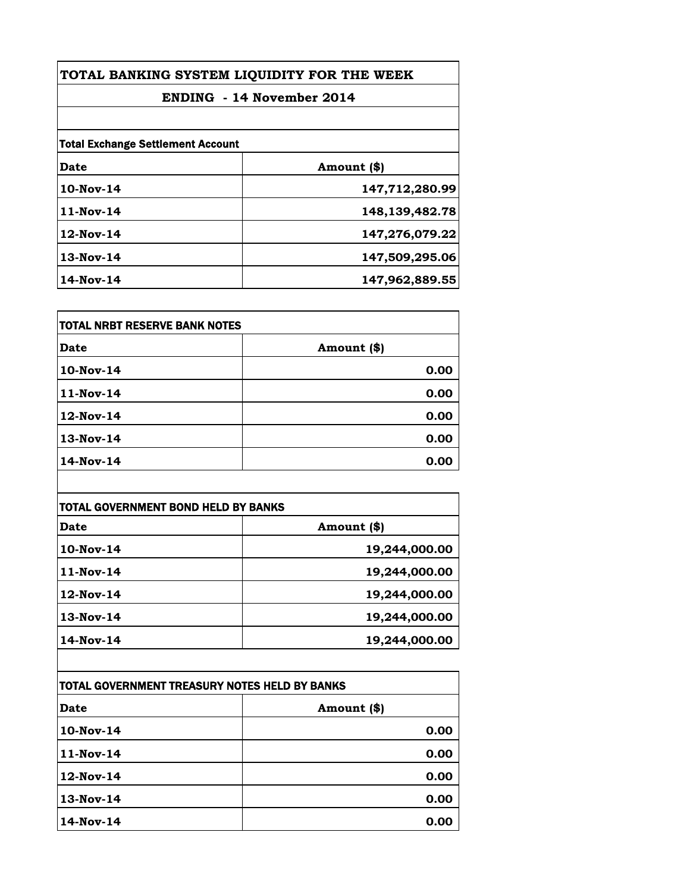# TOTAL BANKING SYSTEM LIQUIDITY FOR THE WEEK

## ENDING - 14 November 2014

**Total Exchange Settlement Account**

| Date | Amount ($) |
|---|---|
| 10-Nov-14 | 147,712,280.99 |
| 11-Nov-14 | 148,139,482.78 |
| 12-Nov-14 | 147,276,079.22 |
| 13-Nov-14 | 147,509,295.06 |
| 14-Nov-14 | 147,962,889.55 |

**TOTAL NRBT RESERVE BANK NOTES**

| Date | Amount ($) |
|---|---|
| 10-Nov-14 | 0.00 |
| 11-Nov-14 | 0.00 |
| 12-Nov-14 | 0.00 |
| 13-Nov-14 | 0.00 |
| 14-Nov-14 | 0.00 |

**TOTAL GOVERNMENT BOND HELD BY BANKS**

| Date | Amount ($) |
|---|---|
| 10-Nov-14 | 19,244,000.00 |
| 11-Nov-14 | 19,244,000.00 |
| 12-Nov-14 | 19,244,000.00 |
| 13-Nov-14 | 19,244,000.00 |
| 14-Nov-14 | 19,244,000.00 |

**TOTAL GOVERNMENT TREASURY NOTES HELD BY BANKS**

| Date | Amount ($) |
|---|---|
| 10-Nov-14 | 0.00 |
| 11-Nov-14 | 0.00 |
| 12-Nov-14 | 0.00 |
| 13-Nov-14 | 0.00 |
| 14-Nov-14 | 0.00 |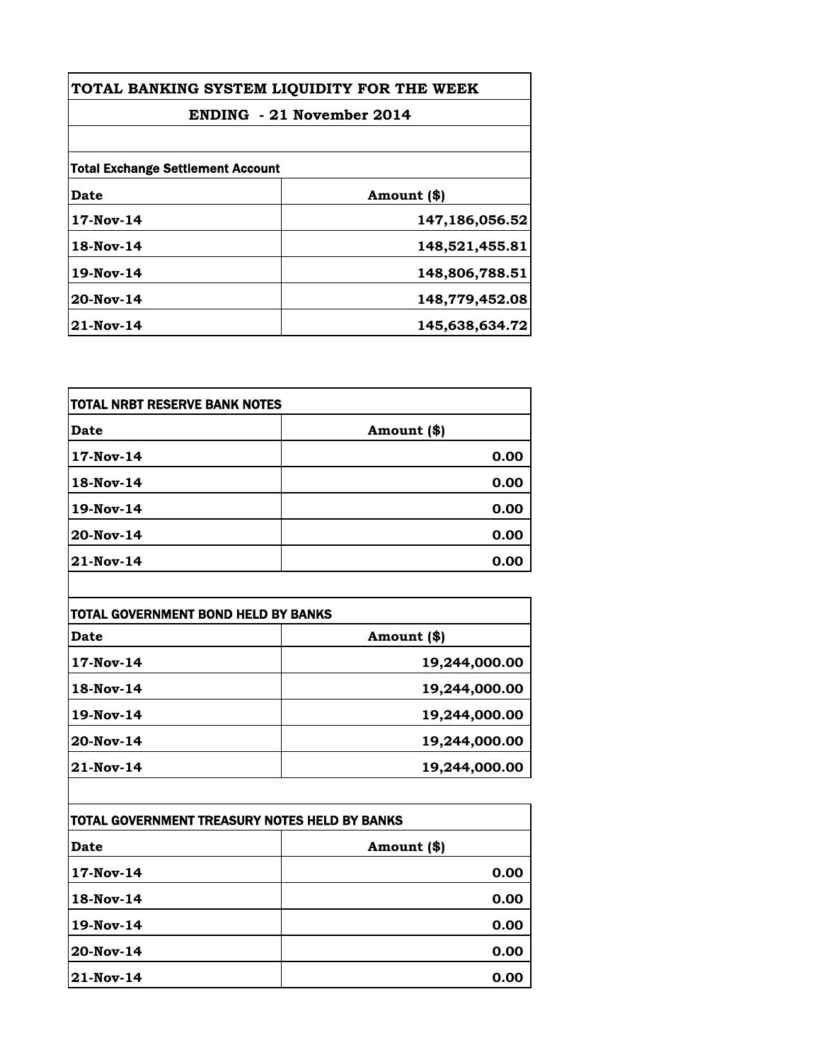| TOTAL BANKING SYSTEM LIQUIDITY FOR THE WEEK | |
|---|---|
| ENDING - 21 November 2014 | |
| | |
| **Total Exchange Settlement Account** | |
| **Date** | **Amount ($)** |
| 17-Nov-14 | 147,186,056.52 |
| 18-Nov-14 | 148,521,455.81 |
| 19-Nov-14 | 148,806,788.51 |
| 20-Nov-14 | 148,779,452.08 |
| 21-Nov-14 | 145,638,634.72 |

| TOTAL NRBT RESERVE BANK NOTES | |
|---|---|
| **Date** | **Amount ($)** |
| 17-Nov-14 | 0.00 |
| 18-Nov-14 | 0.00 |
| 19-Nov-14 | 0.00 |
| 20-Nov-14 | 0.00 |
| 21-Nov-14 | 0.00 |

| TOTAL GOVERNMENT BOND HELD BY BANKS | |
|---|---|
| **Date** | **Amount ($)** |
| 17-Nov-14 | 19,244,000.00 |
| 18-Nov-14 | 19,244,000.00 |
| 19-Nov-14 | 19,244,000.00 |
| 20-Nov-14 | 19,244,000.00 |
| 21-Nov-14 | 19,244,000.00 |

| TOTAL GOVERNMENT TREASURY NOTES HELD BY BANKS | |
|---|---|
| **Date** | **Amount ($)** |
| 17-Nov-14 | 0.00 |
| 18-Nov-14 | 0.00 |
| 19-Nov-14 | 0.00 |
| 20-Nov-14 | 0.00 |
| 21-Nov-14 | 0.00 |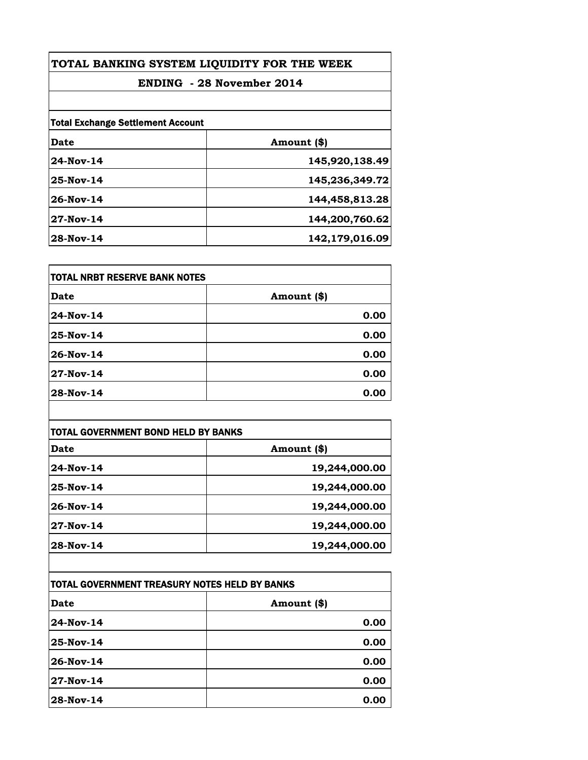# TOTAL BANKING SYSTEM LIQUIDITY FOR THE WEEK

## ENDING - 28 November 2014

**Total Exchange Settlement Account**

| Date | Amount ($) |
|---|---|
| 24-Nov-14 | 145,920,138.49 |
| 25-Nov-14 | 145,236,349.72 |
| 26-Nov-14 | 144,458,813.28 |
| 27-Nov-14 | 144,200,760.62 |
| 28-Nov-14 | 142,179,016.09 |

**TOTAL NRBT RESERVE BANK NOTES**

| Date | Amount ($) |
|---|---|
| 24-Nov-14 | 0.00 |
| 25-Nov-14 | 0.00 |
| 26-Nov-14 | 0.00 |
| 27-Nov-14 | 0.00 |
| 28-Nov-14 | 0.00 |

**TOTAL GOVERNMENT BOND HELD BY BANKS**

| Date | Amount ($) |
|---|---|
| 24-Nov-14 | 19,244,000.00 |
| 25-Nov-14 | 19,244,000.00 |
| 26-Nov-14 | 19,244,000.00 |
| 27-Nov-14 | 19,244,000.00 |
| 28-Nov-14 | 19,244,000.00 |

**TOTAL GOVERNMENT TREASURY NOTES HELD BY BANKS**

| Date | Amount ($) |
|---|---|
| 24-Nov-14 | 0.00 |
| 25-Nov-14 | 0.00 |
| 26-Nov-14 | 0.00 |
| 27-Nov-14 | 0.00 |
| 28-Nov-14 | 0.00 |